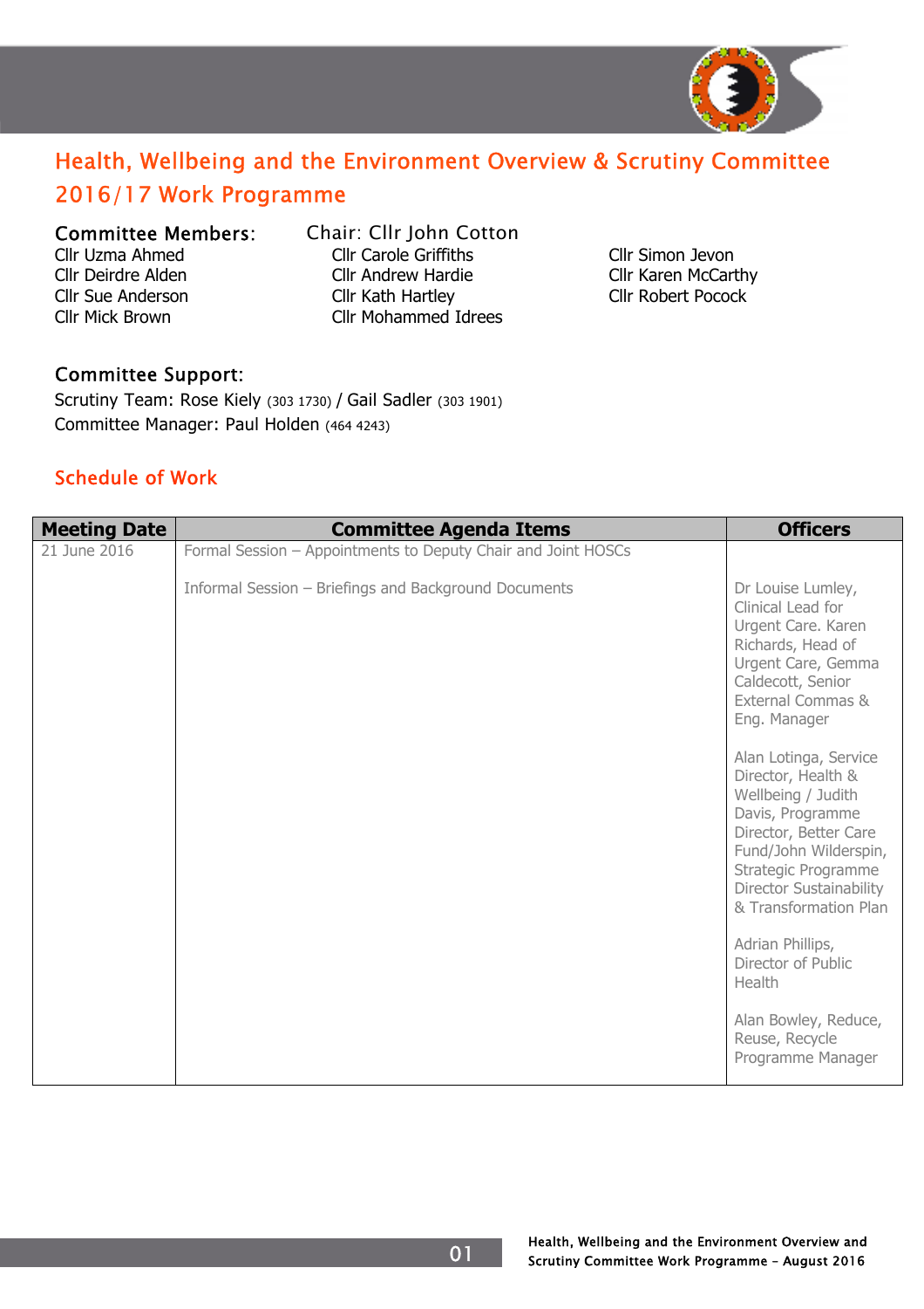# Health, Wellbeing and the Environment Overview & Scrutiny Committee 2016/17 Work Programme

**Committee Members:**

Chair: Cllr John Cotton

Cllr Uzma Ahmed
Cllr Deirdre Alden
Cllr Sue Anderson
Cllr Mick Brown
Cllr Carole Griffiths
Cllr Andrew Hardie
Cllr Kath Hartley
Cllr Mohammed Idrees
Cllr Simon Jevon
Cllr Karen McCarthy
Cllr Robert Pocock

**Committee Support:**

Scrutiny Team: Rose Kiely (303 1730) / Gail Sadler (303 1901)
Committee Manager: Paul Holden (464 4243)

## Schedule of Work

| Meeting Date | Committee Agenda Items | Officers |
|---|---|---|
| 21 June 2016 | Formal Session – Appointments to Deputy Chair and Joint HOSCs<br><br>Informal Session – Briefings and Background Documents | Dr Louise Lumley, Clinical Lead for Urgent Care. Karen Richards, Head of Urgent Care, Gemma Caldecott, Senior External Commas & Eng. Manager<br><br>Alan Lotinga, Service Director, Health & Wellbeing / Judith Davis, Programme Director, Better Care Fund/John Wilderspin, Strategic Programme Director Sustainability & Transformation Plan<br><br>Adrian Phillips, Director of Public Health<br><br>Alan Bowley, Reduce, Reuse, Recycle Programme Manager |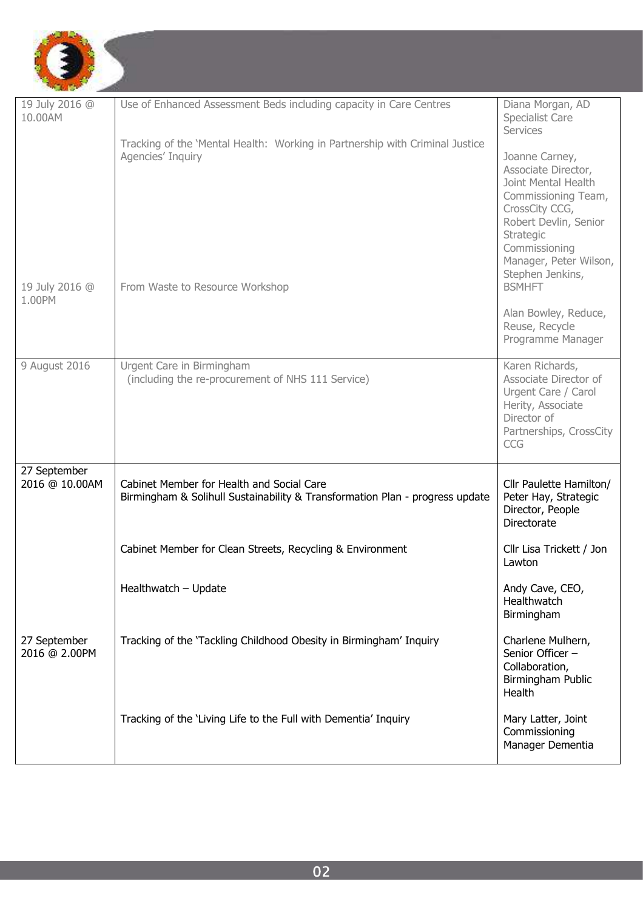| | | |
|---|---|---|
| 19 July 2016 @ 10.00AM | Use of Enhanced Assessment Beds including capacity in Care Centres | Diana Morgan, AD Specialist Care Services |
| | Tracking of the 'Mental Health: Working in Partnership with Criminal Justice Agencies' Inquiry | Joanne Carney, Associate Director, Joint Mental Health Commissioning Team, CrossCity CCG, Robert Devlin, Senior Strategic Commissioning Manager, Peter Wilson, Stephen Jenkins, BSMHFT |
| 19 July 2016 @ 1.00PM | From Waste to Resource Workshop | Alan Bowley, Reduce, Reuse, Recycle Programme Manager |
| 9 August 2016 | Urgent Care in Birmingham (including the re-procurement of NHS 111 Service) | Karen Richards, Associate Director of Urgent Care / Carol Herity, Associate Director of Partnerships, CrossCity CCG |
| 27 September 2016 @ 10.00AM | Cabinet Member for Health and Social Care<br>Birmingham & Solihull Sustainability & Transformation Plan - progress update | Cllr Paulette Hamilton/ Peter Hay, Strategic Director, People Directorate |
| | Cabinet Member for Clean Streets, Recycling & Environment | Cllr Lisa Trickett / Jon Lawton |
| | Healthwatch – Update | Andy Cave, CEO, Healthwatch Birmingham |
| 27 September 2016 @ 2.00PM | Tracking of the 'Tackling Childhood Obesity in Birmingham' Inquiry | Charlene Mulhern, Senior Officer – Collaboration, Birmingham Public Health |
| | Tracking of the 'Living Life to the Full with Dementia' Inquiry | Mary Latter, Joint Commissioning Manager Dementia |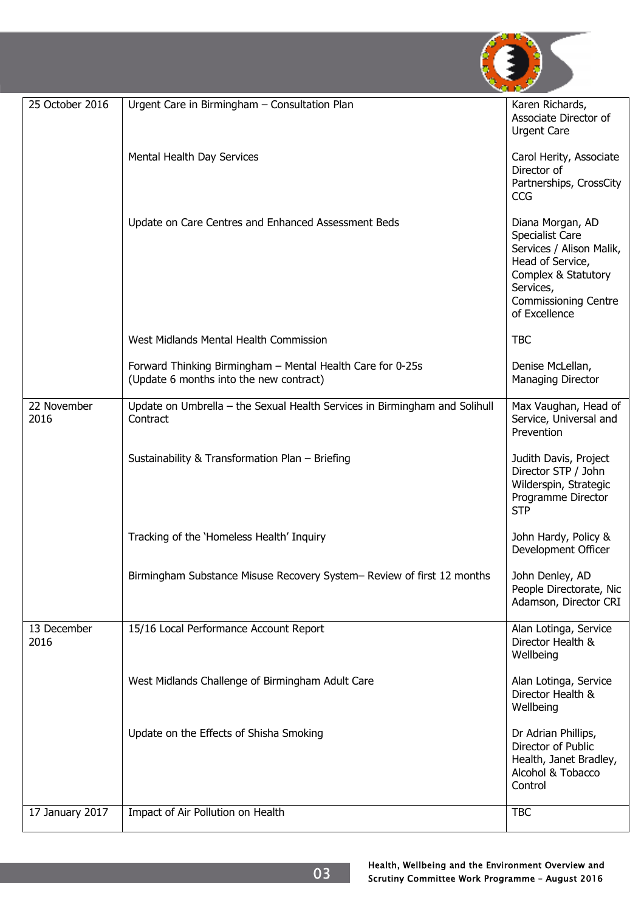| | | |
|---|---|---|
| 25 October 2016 | Urgent Care in Birmingham – Consultation Plan | Karen Richards, Associate Director of Urgent Care |
| | Mental Health Day Services | Carol Herity, Associate Director of Partnerships, CrossCity CCG |
| | Update on Care Centres and Enhanced Assessment Beds | Diana Morgan, AD Specialist Care Services / Alison Malik, Head of Service, Complex & Statutory Services, Commissioning Centre of Excellence |
| | West Midlands Mental Health Commission | TBC |
| | Forward Thinking Birmingham – Mental Health Care for 0-25s (Update 6 months into the new contract) | Denise McLellan, Managing Director |
| 22 November 2016 | Update on Umbrella – the Sexual Health Services in Birmingham and Solihull Contract | Max Vaughan, Head of Service, Universal and Prevention |
| | Sustainability & Transformation Plan – Briefing | Judith Davis, Project Director STP / John Wilderspin, Strategic Programme Director STP |
| | Tracking of the 'Homeless Health' Inquiry | John Hardy, Policy & Development Officer |
| | Birmingham Substance Misuse Recovery System– Review of first 12 months | John Denley, AD People Directorate, Nic Adamson, Director CRI |
| 13 December 2016 | 15/16 Local Performance Account Report | Alan Lotinga, Service Director Health & Wellbeing |
| | West Midlands Challenge of Birmingham Adult Care | Alan Lotinga, Service Director Health & Wellbeing |
| | Update on the Effects of Shisha Smoking | Dr Adrian Phillips, Director of Public Health, Janet Bradley, Alcohol & Tobacco Control |
| 17 January 2017 | Impact of Air Pollution on Health | TBC |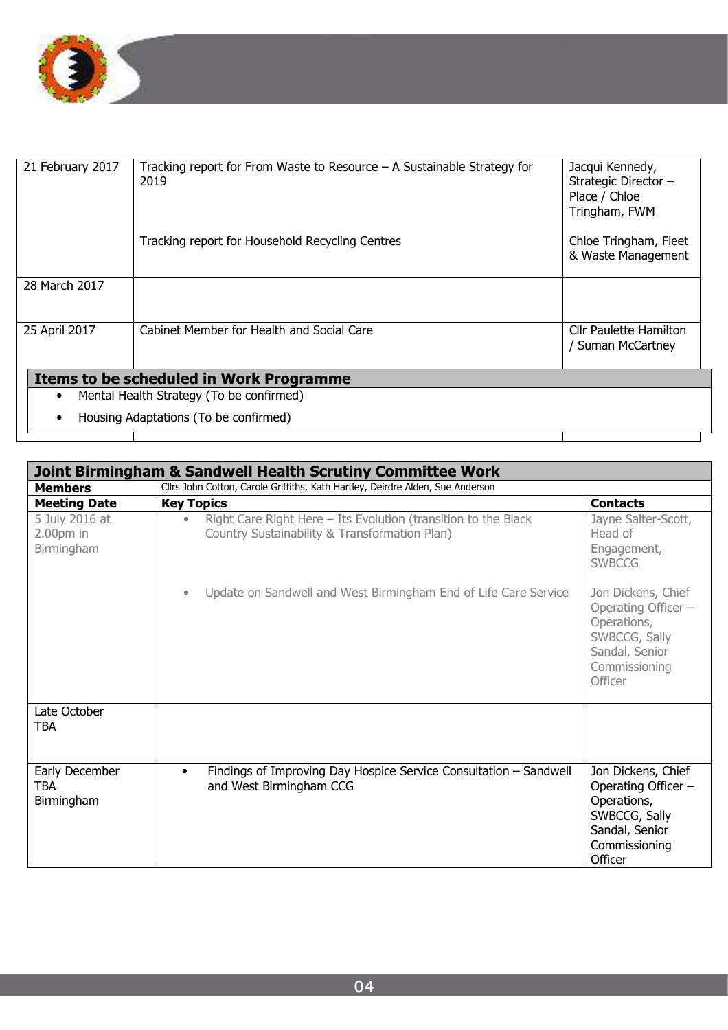| | | |
|---|---|---|
| 21 February 2017 | Tracking report for From Waste to Resource – A Sustainable Strategy for 2019<br><br>Tracking report for Household Recycling Centres | Jacqui Kennedy, Strategic Director – Place / Chloe Tringham, FWM<br><br>Chloe Tringham, Fleet & Waste Management |
| 28 March 2017 | | |
| 25 April 2017 | Cabinet Member for Health and Social Care | Cllr Paulette Hamilton / Suman McCartney |

**Items to be scheduled in Work Programme**

- Mental Health Strategy (To be confirmed)
- Housing Adaptations (To be confirmed)

| Joint Birmingham & Sandwell Health Scrutiny Committee Work | | |
|---|---|---|
| **Members** | Cllrs John Cotton, Carole Griffiths, Kath Hartley, Deirdre Alden, Sue Anderson | |
| **Meeting Date** | **Key Topics** | **Contacts** |
| 5 July 2016 at 2.00pm in Birmingham | • Right Care Right Here – Its Evolution (transition to the Black Country Sustainability & Transformation Plan)<br><br>• Update on Sandwell and West Birmingham End of Life Care Service | Jayne Salter-Scott, Head of Engagement, SWBCCG<br><br>Jon Dickens, Chief Operating Officer – Operations, SWBCCG, Sally Sandal, Senior Commissioning Officer |
| Late October TBA | | |
| Early December TBA Birmingham | • Findings of Improving Day Hospice Service Consultation – Sandwell and West Birmingham CCG | Jon Dickens, Chief Operating Officer – Operations, SWBCCG, Sally Sandal, Senior Commissioning Officer |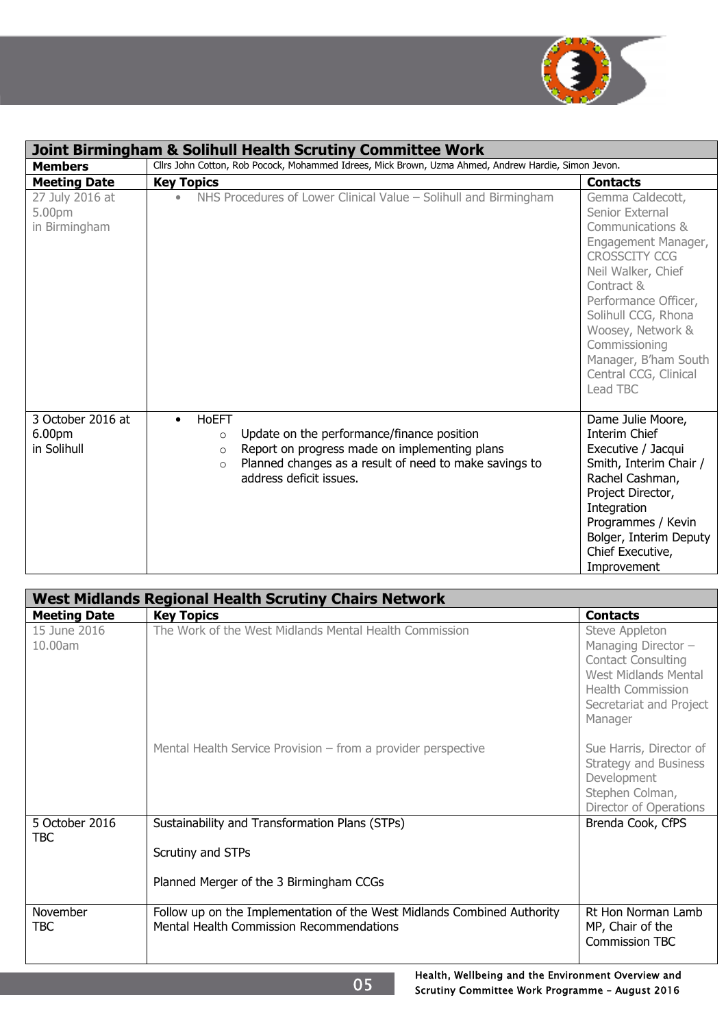| Joint Birmingham & Solihull Health Scrutiny Committee Work | | |
|---|---|---|
| **Members** | Cllrs John Cotton, Rob Pocock, Mohammed Idrees, Mick Brown, Uzma Ahmed, Andrew Hardie, Simon Jevon. | |
| **Meeting Date** | **Key Topics** | **Contacts** |
| 27 July 2016 at 5.00pm in Birmingham | • NHS Procedures of Lower Clinical Value – Solihull and Birmingham | Gemma Caldecott, Senior External Communications & Engagement Manager, CROSSCITY CCG Neil Walker, Chief Contract & Performance Officer, Solihull CCG, Rhona Woosey, Network & Commissioning Manager, B'ham South Central CCG, Clinical Lead TBC |
| 3 October 2016 at 6.00pm in Solihull | • HoEFT<br>○ Update on the performance/finance position<br>○ Report on progress made on implementing plans<br>○ Planned changes as a result of need to make savings to address deficit issues. | Dame Julie Moore, Interim Chief Executive / Jacqui Smith, Interim Chair / Rachel Cashman, Project Director, Integration Programmes / Kevin Bolger, Interim Deputy Chief Executive, Improvement |

| West Midlands Regional Health Scrutiny Chairs Network | | |
|---|---|---|
| **Meeting Date** | **Key Topics** | **Contacts** |
| 15 June 2016 10.00am | The Work of the West Midlands Mental Health Commission<br><br>Mental Health Service Provision – from a provider perspective | Steve Appleton Managing Director – Contact Consulting West Midlands Mental Health Commission Secretariat and Project Manager<br><br>Sue Harris, Director of Strategy and Business Development Stephen Colman, Director of Operations |
| 5 October 2016 TBC | Sustainability and Transformation Plans (STPs)<br><br>Scrutiny and STPs<br><br>Planned Merger of the 3 Birmingham CCGs | Brenda Cook, CfPS |
| November TBC | Follow up on the Implementation of the West Midlands Combined Authority Mental Health Commission Recommendations | Rt Hon Norman Lamb MP, Chair of the Commission TBC |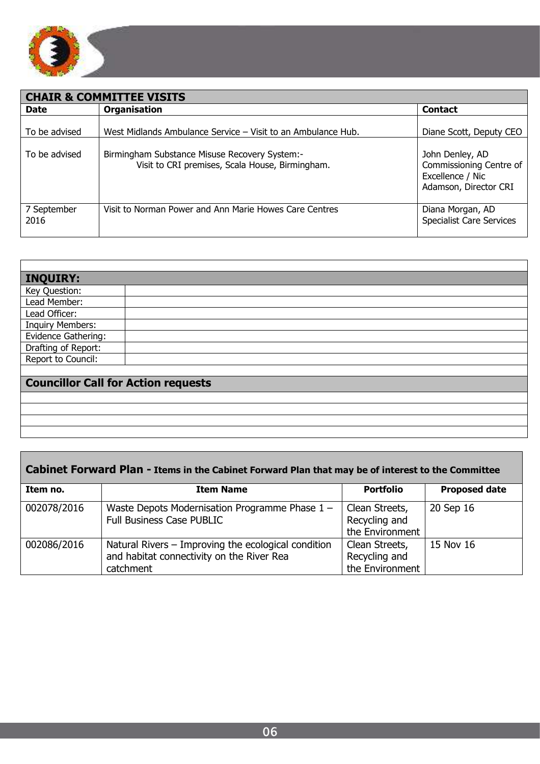| CHAIR & COMMITTEE VISITS | | |
|---|---|---|
| **Date** | **Organisation** | **Contact** |
| To be advised | West Midlands Ambulance Service – Visit to an Ambulance Hub. | Diane Scott, Deputy CEO |
| To be advised | Birmingham Substance Misuse Recovery System:- Visit to CRI premises, Scala House, Birmingham. | John Denley, AD Commissioning Centre of Excellence / Nic Adamson, Director CRI |
| 7 September 2016 | Visit to Norman Power and Ann Marie Howes Care Centres | Diana Morgan, AD Specialist Care Services |

| INQUIRY: | |
|---|---|
| Key Question: | |
| Lead Member: | |
| Lead Officer: | |
| Inquiry Members: | |
| Evidence Gathering: | |
| Drafting of Report: | |
| Report to Council: | |

## Councillor Call for Action requests

## Cabinet Forward Plan - Items in the Cabinet Forward Plan that may be of interest to the Committee

| Item no. | Item Name | Portfolio | Proposed date |
|---|---|---|---|
| 002078/2016 | Waste Depots Modernisation Programme Phase 1 – Full Business Case PUBLIC | Clean Streets, Recycling and the Environment | 20 Sep 16 |
| 002086/2016 | Natural Rivers – Improving the ecological condition and habitat connectivity on the River Rea catchment | Clean Streets, Recycling and the Environment | 15 Nov 16 |